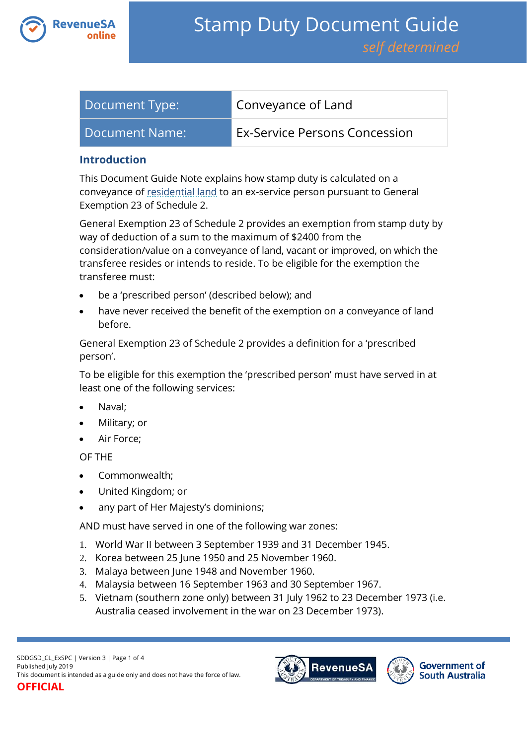# Stamp Duty Document Guide

*self determined*

| Document Type: | Conveyance of Land |
| --- | --- |
| Document Name: | Ex-Service Persons Concession |

## Introduction

This Document Guide Note explains how stamp duty is calculated on a conveyance of residential land to an ex-service person pursuant to General Exemption 23 of Schedule 2.

General Exemption 23 of Schedule 2 provides an exemption from stamp duty by way of deduction of a sum to the maximum of $2400 from the consideration/value on a conveyance of land, vacant or improved, on which the transferee resides or intends to reside. To be eligible for the exemption the transferee must:

- be a 'prescribed person' (described below); and
- have never received the benefit of the exemption on a conveyance of land before.

General Exemption 23 of Schedule 2 provides a definition for a 'prescribed person'.

To be eligible for this exemption the 'prescribed person' must have served in at least one of the following services:

- Naval;
- Military; or
- Air Force;

OF THE

- Commonwealth;
- United Kingdom; or
- any part of Her Majesty's dominions;

AND must have served in one of the following war zones:

1. World War II between 3 September 1939 and 31 December 1945.
2. Korea between 25 June 1950 and 25 November 1960.
3. Malaya between June 1948 and November 1960.
4. Malaysia between 16 September 1963 and 30 September 1967.
5. Vietnam (southern zone only) between 31 July 1962 to 23 December 1973 (i.e. Australia ceased involvement in the war on 23 December 1973).

SDDGSD_CL_ExSPC | Version 3
Published July 2019
This document is intended as a guide only and does not have the force of law.

**OFFICIAL**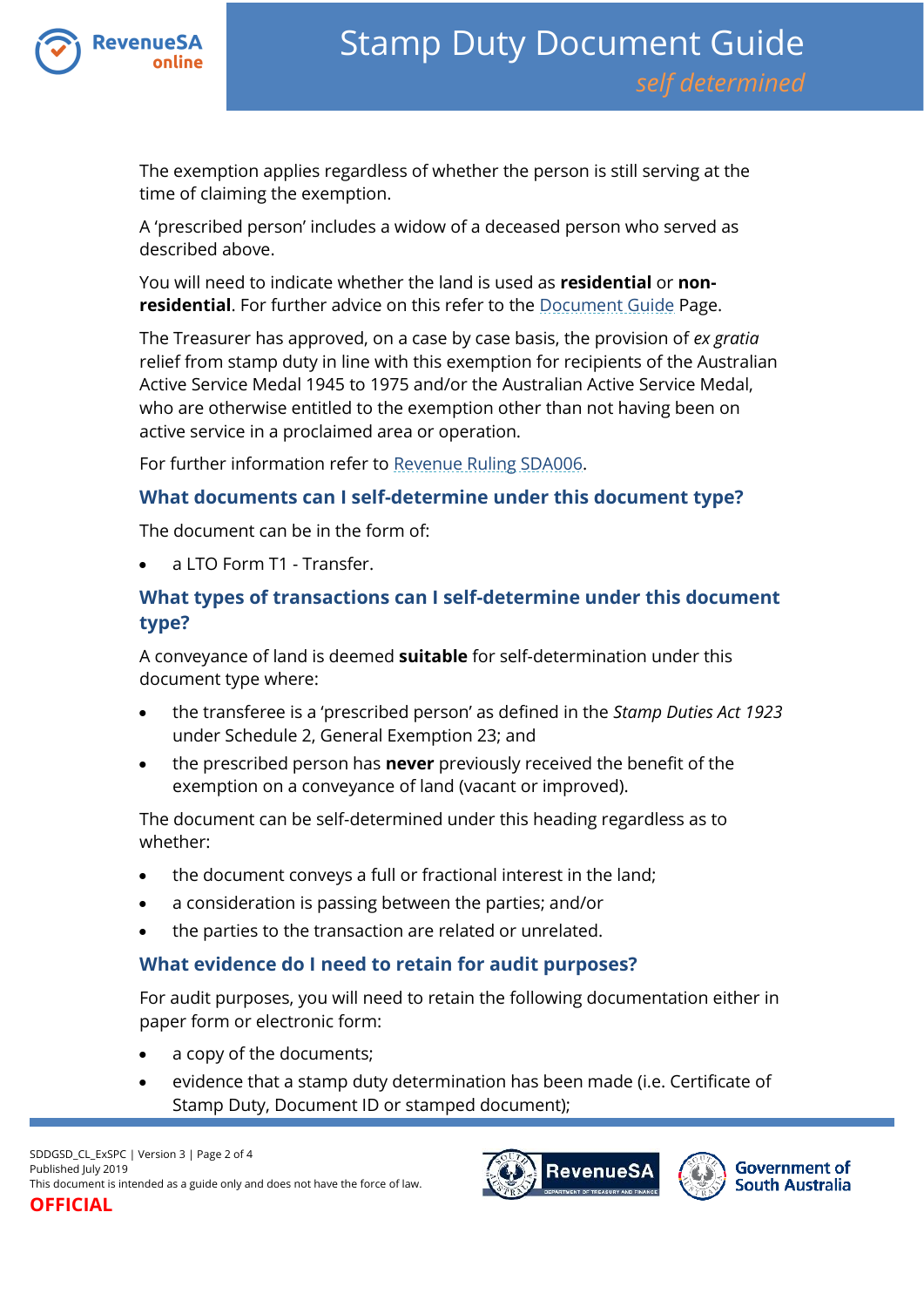The exemption applies regardless of whether the person is still serving at the time of claiming the exemption.

A 'prescribed person' includes a widow of a deceased person who served as described above.

You will need to indicate whether the land is used as **residential** or **non-residential**. For further advice on this refer to the Document Guide Page.

The Treasurer has approved, on a case by case basis, the provision of *ex gratia* relief from stamp duty in line with this exemption for recipients of the Australian Active Service Medal 1945 to 1975 and/or the Australian Active Service Medal, who are otherwise entitled to the exemption other than not having been on active service in a proclaimed area or operation.

For further information refer to Revenue Ruling SDA006.

## What documents can I self-determine under this document type?

The document can be in the form of:

- a LTO Form T1 - Transfer.

## What types of transactions can I self-determine under this document type?

A conveyance of land is deemed **suitable** for self-determination under this document type where:

- the transferee is a 'prescribed person' as defined in the *Stamp Duties Act 1923* under Schedule 2, General Exemption 23; and
- the prescribed person has **never** previously received the benefit of the exemption on a conveyance of land (vacant or improved).

The document can be self-determined under this heading regardless as to whether:

- the document conveys a full or fractional interest in the land;
- a consideration is passing between the parties; and/or
- the parties to the transaction are related or unrelated.

## What evidence do I need to retain for audit purposes?

For audit purposes, you will need to retain the following documentation either in paper form or electronic form:

- a copy of the documents;
- evidence that a stamp duty determination has been made (i.e. Certificate of Stamp Duty, Document ID or stamped document);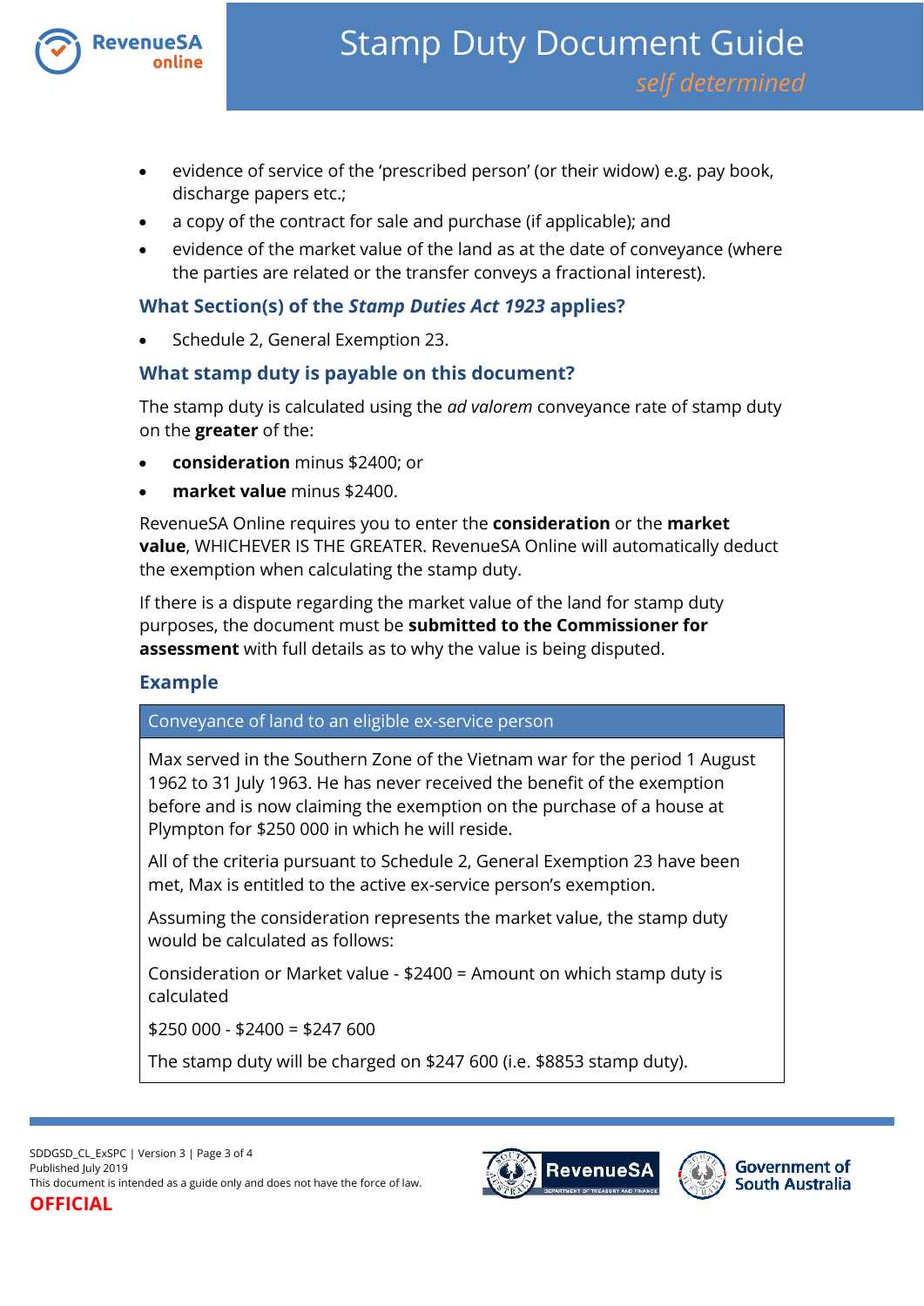- evidence of service of the 'prescribed person' (or their widow) e.g. pay book, discharge papers etc.;
- a copy of the contract for sale and purchase (if applicable); and
- evidence of the market value of the land as at the date of conveyance (where the parties are related or the transfer conveys a fractional interest).

### What Section(s) of the *Stamp Duties Act 1923* applies?

- Schedule 2, General Exemption 23.

### What stamp duty is payable on this document?

The stamp duty is calculated using the *ad valorem* conveyance rate of stamp duty on the **greater** of the:

- **consideration** minus $2400; or
- **market value** minus $2400.

RevenueSA Online requires you to enter the **consideration** or the **market value**, WHICHEVER IS THE GREATER. RevenueSA Online will automatically deduct the exemption when calculating the stamp duty.

If there is a dispute regarding the market value of the land for stamp duty purposes, the document must be **submitted to the Commissioner for assessment** with full details as to why the value is being disputed.

### Example

| Conveyance of land to an eligible ex-service person |
|---|
| Max served in the Southern Zone of the Vietnam war for the period 1 August 1962 to 31 July 1963. He has never received the benefit of the exemption before and is now claiming the exemption on the purchase of a house at Plympton for $250 000 in which he will reside.<br><br>All of the criteria pursuant to Schedule 2, General Exemption 23 have been met, Max is entitled to the active ex-service person's exemption.<br><br>Assuming the consideration represents the market value, the stamp duty would be calculated as follows:<br><br>Consideration or Market value - $2400 = Amount on which stamp duty is calculated<br><br>$250 000 - $2400 = $247 600<br><br>The stamp duty will be charged on $247 600 (i.e. $8853 stamp duty). |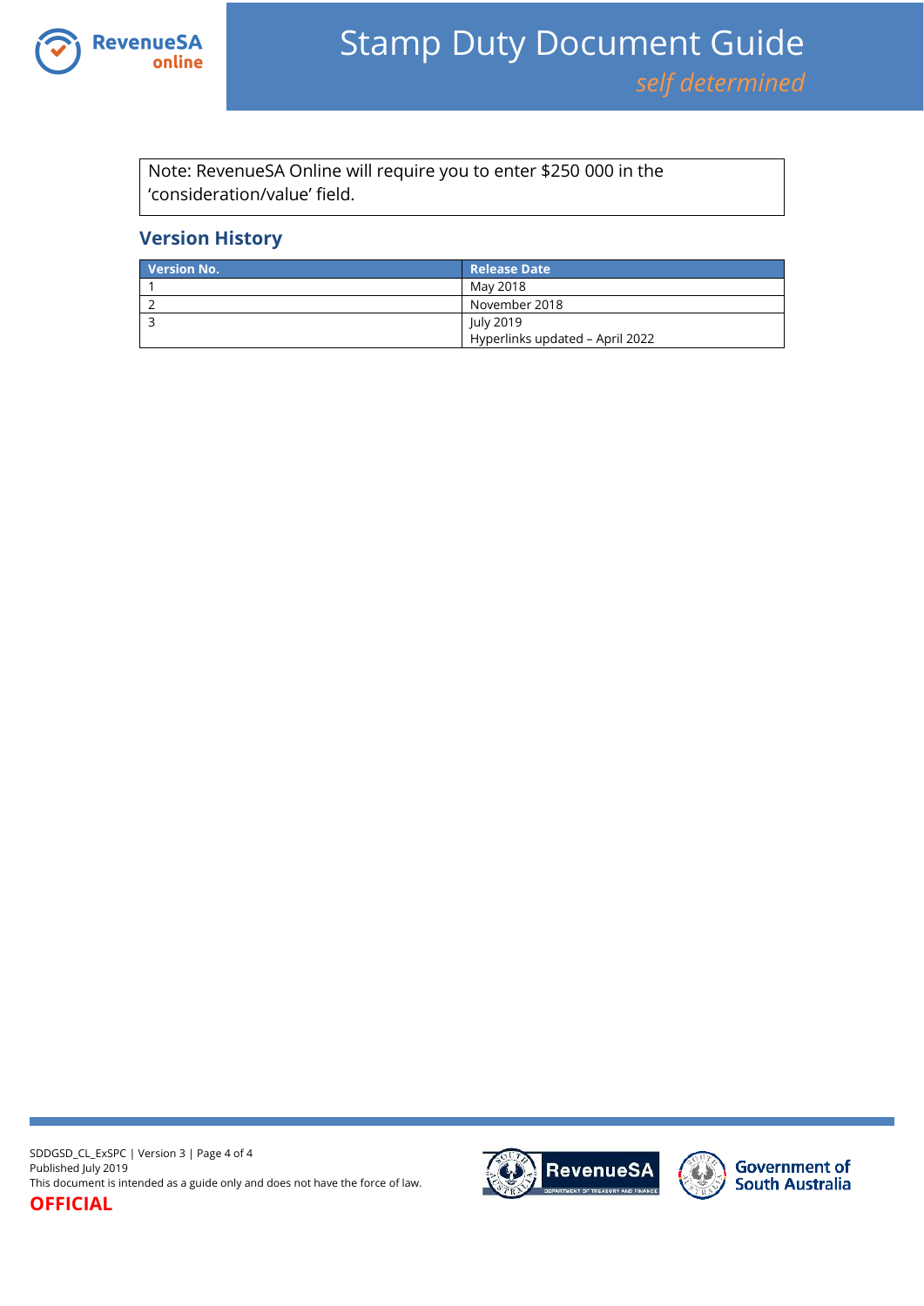Note: RevenueSA Online will require you to enter $250 000 in the 'consideration/value' field.

## Version History

| Version No. | Release Date |
|---|---|
| 1 | May 2018 |
| 2 | November 2018 |
| 3 | July 2019<br>Hyperlinks updated – April 2022 |